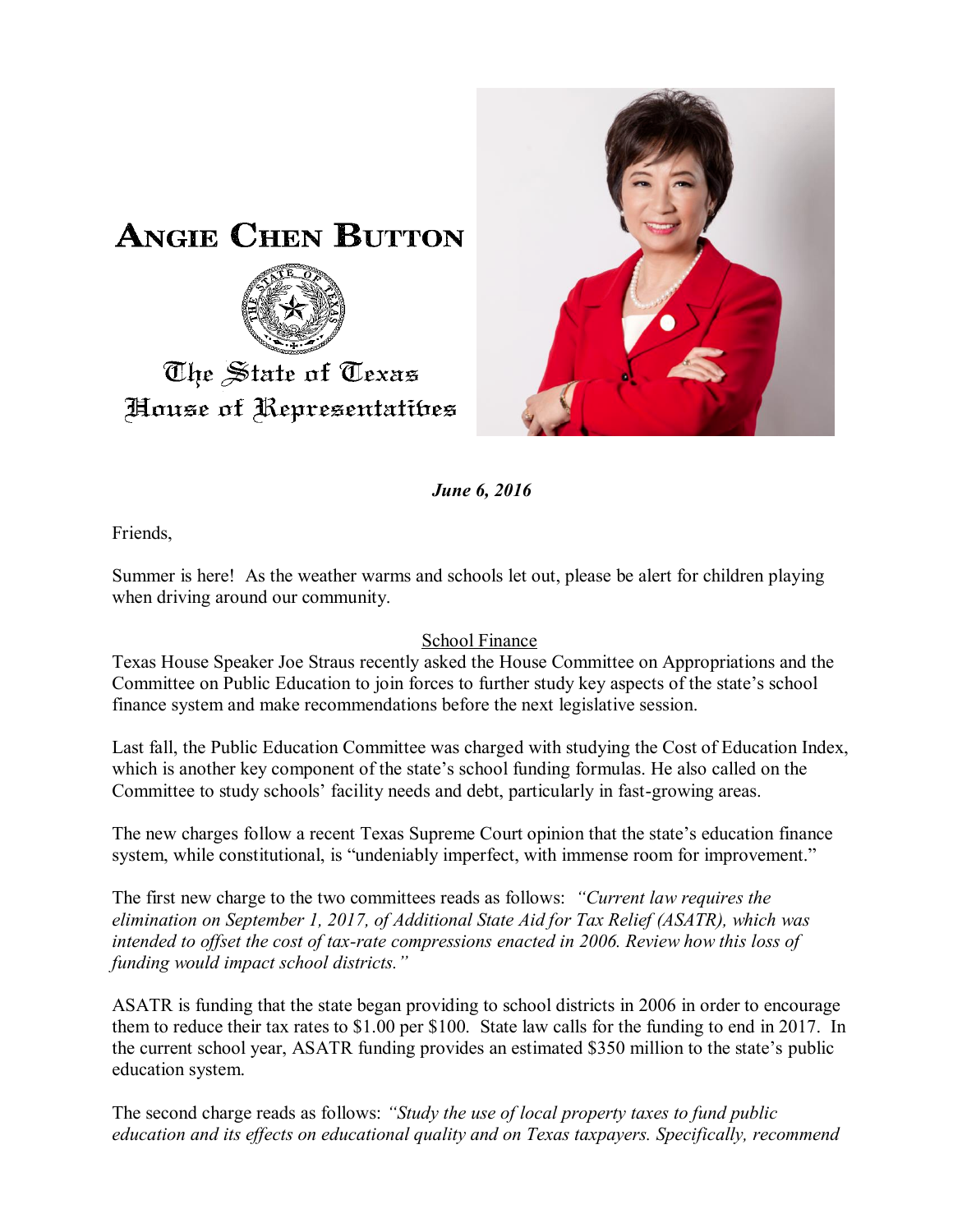# Angie Chen Button

The State of Texas
House of Representatives

***June 6, 2016***

Friends,

Summer is here! As the weather warms and schools let out, please be alert for children playing when driving around our community.

## School Finance

Texas House Speaker Joe Straus recently asked the House Committee on Appropriations and the Committee on Public Education to join forces to further study key aspects of the state's school finance system and make recommendations before the next legislative session.

Last fall, the Public Education Committee was charged with studying the Cost of Education Index, which is another key component of the state's school funding formulas. He also called on the Committee to study schools' facility needs and debt, particularly in fast-growing areas.

The new charges follow a recent Texas Supreme Court opinion that the state's education finance system, while constitutional, is "undeniably imperfect, with immense room for improvement."

The first new charge to the two committees reads as follows: *"Current law requires the elimination on September 1, 2017, of Additional State Aid for Tax Relief (ASATR), which was intended to offset the cost of tax-rate compressions enacted in 2006. Review how this loss of funding would impact school districts."*

ASATR is funding that the state began providing to school districts in 2006 in order to encourage them to reduce their tax rates to $1.00 per $100. State law calls for the funding to end in 2017. In the current school year, ASATR funding provides an estimated $350 million to the state's public education system.

The second charge reads as follows: *"Study the use of local property taxes to fund public education and its effects on educational quality and on Texas taxpayers. Specifically, recommend*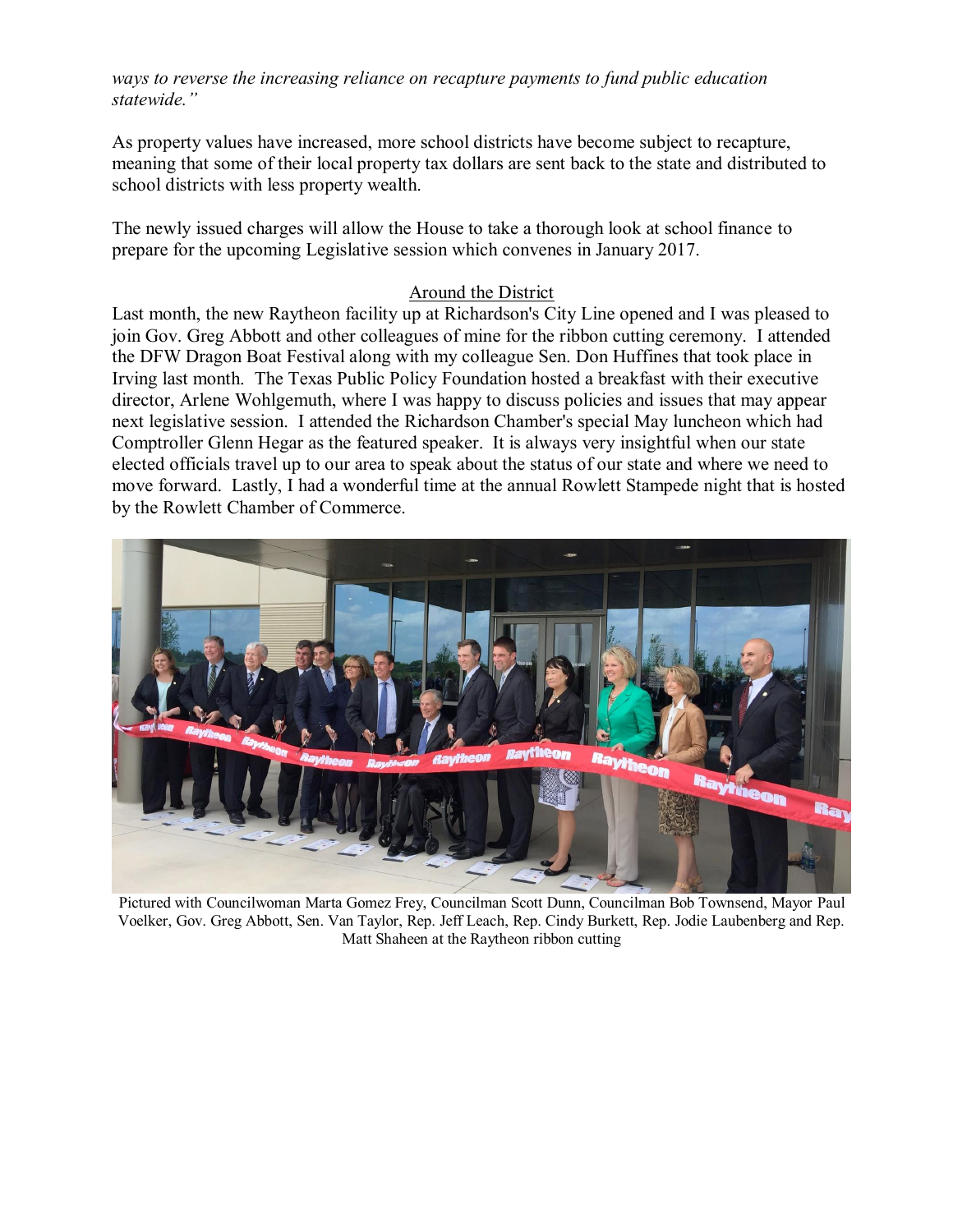*ways to reverse the increasing reliance on recapture payments to fund public education statewide."*

As property values have increased, more school districts have become subject to recapture, meaning that some of their local property tax dollars are sent back to the state and distributed to school districts with less property wealth.

The newly issued charges will allow the House to take a thorough look at school finance to prepare for the upcoming Legislative session which convenes in January 2017.

## Around the District

Last month, the new Raytheon facility up at Richardson's City Line opened and I was pleased to join Gov. Greg Abbott and other colleagues of mine for the ribbon cutting ceremony. I attended the DFW Dragon Boat Festival along with my colleague Sen. Don Huffines that took place in Irving last month. The Texas Public Policy Foundation hosted a breakfast with their executive director, Arlene Wohlgemuth, where I was happy to discuss policies and issues that may appear next legislative session. I attended the Richardson Chamber's special May luncheon which had Comptroller Glenn Hegar as the featured speaker. It is always very insightful when our state elected officials travel up to our area to speak about the status of our state and where we need to move forward. Lastly, I had a wonderful time at the annual Rowlett Stampede night that is hosted by the Rowlett Chamber of Commerce.

Pictured with Councilwoman Marta Gomez Frey, Councilman Scott Dunn, Councilman Bob Townsend, Mayor Paul Voelker, Gov. Greg Abbott, Sen. Van Taylor, Rep. Jeff Leach, Rep. Cindy Burkett, Rep. Jodie Laubenberg and Rep. Matt Shaheen at the Raytheon ribbon cutting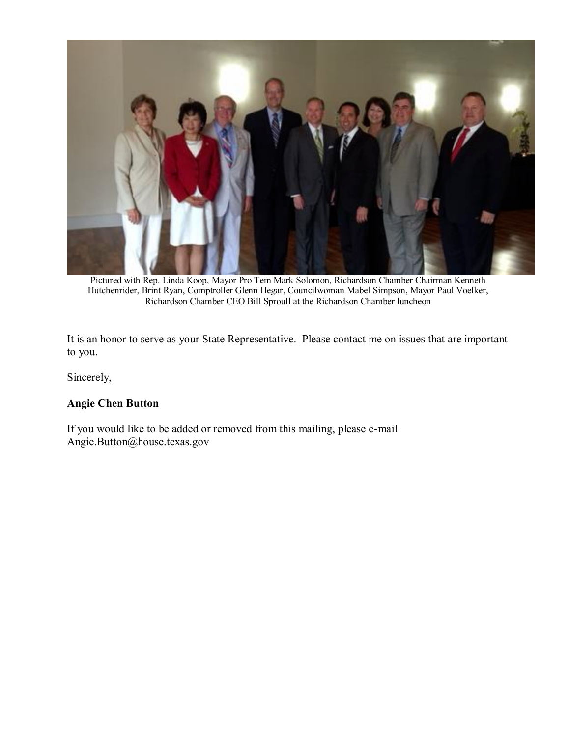Pictured with Rep. Linda Koop, Mayor Pro Tem Mark Solomon, Richardson Chamber Chairman Kenneth Hutchenrider, Brint Ryan, Comptroller Glenn Hegar, Councilwoman Mabel Simpson, Mayor Paul Voelker, Richardson Chamber CEO Bill Sproull at the Richardson Chamber luncheon

It is an honor to serve as your State Representative. Please contact me on issues that are important to you.

Sincerely,

**Angie Chen Button**

If you would like to be added or removed from this mailing, please e-mail Angie.Button@house.texas.gov